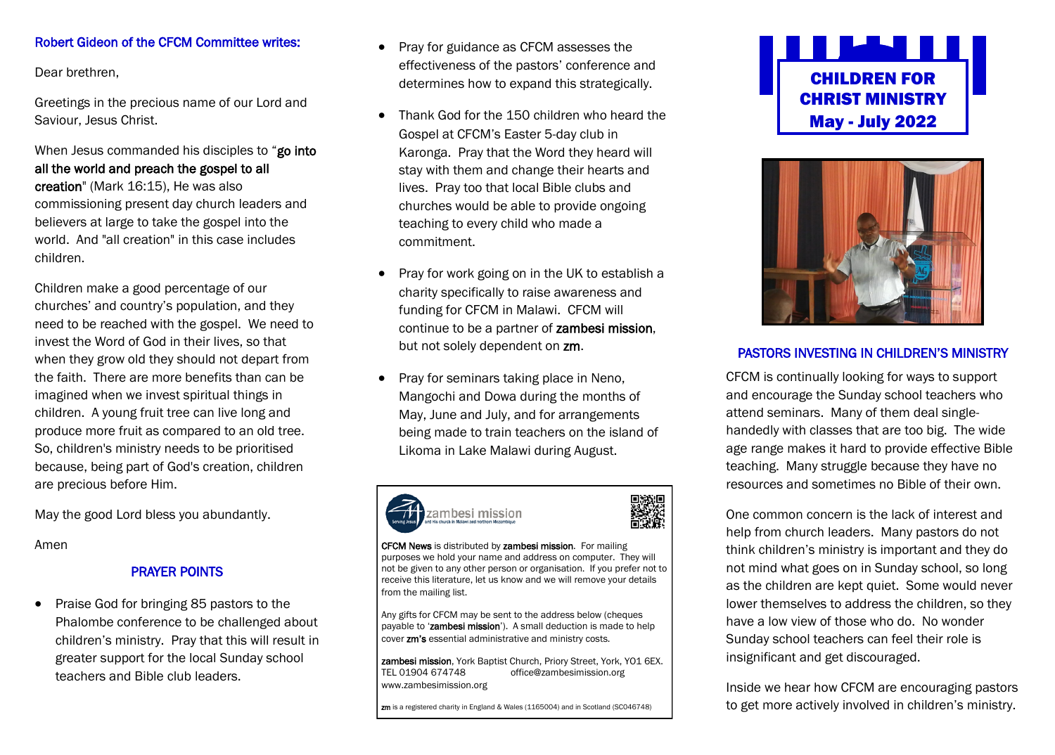Robert Gideon of the CFCM Committee writes:

Dear brethren,

Greetings in the precious name of our Lord and Saviour, Jesus Christ.

When Jesus commanded his disciples to "go into all the world and preach the gospel to all creation" (Mark 16:15), He was also commissioning present day church leaders and believers at large to take the gospel into the world. And "all creation" in this case includes children.

Children make a good percentage of our churches' and country's population, and they need to be reached with the gospel. We need to invest the Word of God in their lives, so that when they grow old they should not depart from the faith. There are more benefits than can be imagined when we invest spiritual things in children. A young fruit tree can live long and produce more fruit as compared to an old tree. So, children's ministry needs to be prioritised because, being part of God's creation, children are precious before Him.

May the good Lord bless you abundantly.

Amen

## PRAYER POINTS

- Praise God for bringing 85 pastors to the Phalombe conference to be challenged about children's ministry. Pray that this will result in greater support for the local Sunday school teachers and Bible club leaders.
- Pray for guidance as CFCM assesses the effectiveness of the pastors' conference and determines how to expand this strategically.
- Thank God for the 150 children who heard the Gospel at CFCM's Easter 5-day club in Karonga. Pray that the Word they heard will stay with them and change their hearts and lives. Pray too that local Bible clubs and churches would be able to provide ongoing teaching to every child who made a commitment.
- Pray for work going on in the UK to establish a charity specifically to raise awareness and funding for CFCM in Malawi. CFCM will continue to be a partner of **zambesi mission**, but not solely dependent on **zm**.
- Pray for seminars taking place in Neno, Mangochi and Dowa during the months of May, June and July, and for arrangements being made to train teachers on the island of Likoma in Lake Malawi during August.

zambesi mission — Serving Jesus and His church in Malawi and northern Mozambique

**CFCM News** is distributed by **zambesi mission**. For mailing purposes we hold your name and address on computer. They will not be given to any other person or organisation. If you prefer not to receive this literature, let us know and we will remove your details from the mailing list.

Any gifts for CFCM may be sent to the address below (cheques payable to '**zambesi mission**'). A small deduction is made to help cover **zm's** essential administrative and ministry costs.

**zambesi mission**, York Baptist Church, Priory Street, York, YO1 6EX.
TEL 01904 674748 office@zambesimission.org
www.zambesimission.org

**zm** is a registered charity in England & Wales (1165004) and in Scotland (SC046748)

# CHILDREN FOR CHRIST MINISTRY
## May - July 2022

## PASTORS INVESTING IN CHILDREN'S MINISTRY

CFCM is continually looking for ways to support and encourage the Sunday school teachers who attend seminars. Many of them deal single-handedly with classes that are too big. The wide age range makes it hard to provide effective Bible teaching. Many struggle because they have no resources and sometimes no Bible of their own.

One common concern is the lack of interest and help from church leaders. Many pastors do not think children's ministry is important and they do not mind what goes on in Sunday school, so long as the children are kept quiet. Some would never lower themselves to address the children, so they have a low view of those who do. No wonder Sunday school teachers can feel their role is insignificant and get discouraged.

Inside we hear how CFCM are encouraging pastors to get more actively involved in children's ministry.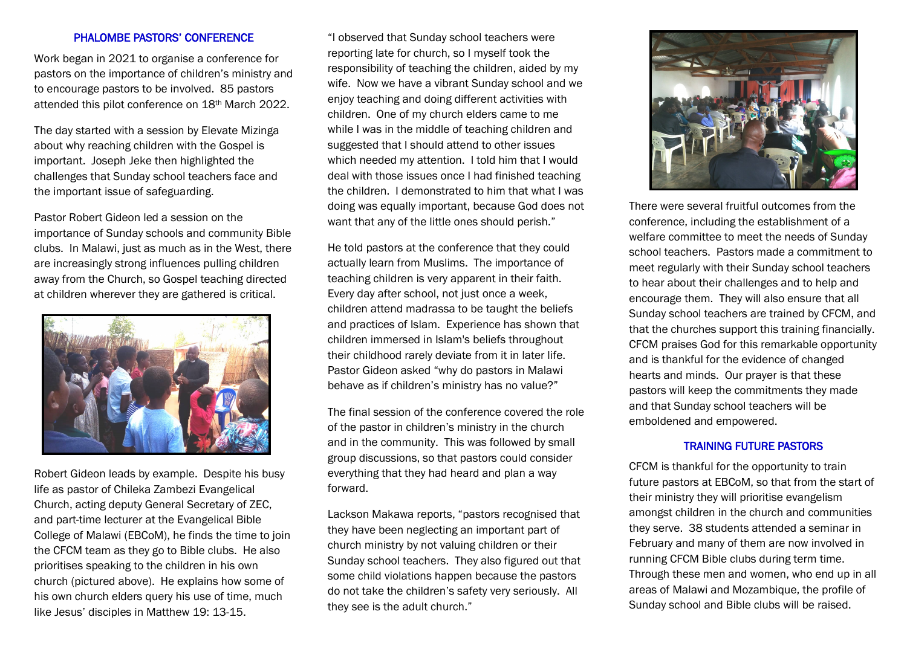## PHALOMBE PASTORS' CONFERENCE

Work began in 2021 to organise a conference for pastors on the importance of children's ministry and to encourage pastors to be involved. 85 pastors attended this pilot conference on 18th March 2022.

The day started with a session by Elevate Mizinga about why reaching children with the Gospel is important. Joseph Jeke then highlighted the challenges that Sunday school teachers face and the important issue of safeguarding.

Pastor Robert Gideon led a session on the importance of Sunday schools and community Bible clubs. In Malawi, just as much as in the West, there are increasingly strong influences pulling children away from the Church, so Gospel teaching directed at children wherever they are gathered is critical.

Robert Gideon leads by example. Despite his busy life as pastor of Chileka Zambezi Evangelical Church, acting deputy General Secretary of ZEC, and part-time lecturer at the Evangelical Bible College of Malawi (EBCoM), he finds the time to join the CFCM team as they go to Bible clubs. He also prioritises speaking to the children in his own church (pictured above). He explains how some of his own church elders query his use of time, much like Jesus' disciples in Matthew 19: 13-15.

"I observed that Sunday school teachers were reporting late for church, so I myself took the responsibility of teaching the children, aided by my wife. Now we have a vibrant Sunday school and we enjoy teaching and doing different activities with children. One of my church elders came to me while I was in the middle of teaching children and suggested that I should attend to other issues which needed my attention. I told him that I would deal with those issues once I had finished teaching the children. I demonstrated to him that what I was doing was equally important, because God does not want that any of the little ones should perish."

He told pastors at the conference that they could actually learn from Muslims. The importance of teaching children is very apparent in their faith. Every day after school, not just once a week, children attend madrassa to be taught the beliefs and practices of Islam. Experience has shown that children immersed in Islam's beliefs throughout their childhood rarely deviate from it in later life. Pastor Gideon asked "why do pastors in Malawi behave as if children's ministry has no value?"

The final session of the conference covered the role of the pastor in children's ministry in the church and in the community. This was followed by small group discussions, so that pastors could consider everything that they had heard and plan a way forward.

Lackson Makawa reports, "pastors recognised that they have been neglecting an important part of church ministry by not valuing children or their Sunday school teachers. They also figured out that some child violations happen because the pastors do not take the children's safety very seriously. All they see is the adult church."

There were several fruitful outcomes from the conference, including the establishment of a welfare committee to meet the needs of Sunday school teachers. Pastors made a commitment to meet regularly with their Sunday school teachers to hear about their challenges and to help and encourage them. They will also ensure that all Sunday school teachers are trained by CFCM, and that the churches support this training financially. CFCM praises God for this remarkable opportunity and is thankful for the evidence of changed hearts and minds. Our prayer is that these pastors will keep the commitments they made and that Sunday school teachers will be emboldened and empowered.

## TRAINING FUTURE PASTORS

CFCM is thankful for the opportunity to train future pastors at EBCoM, so that from the start of their ministry they will prioritise evangelism amongst children in the church and communities they serve. 38 students attended a seminar in February and many of them are now involved in running CFCM Bible clubs during term time. Through these men and women, who end up in all areas of Malawi and Mozambique, the profile of Sunday school and Bible clubs will be raised.